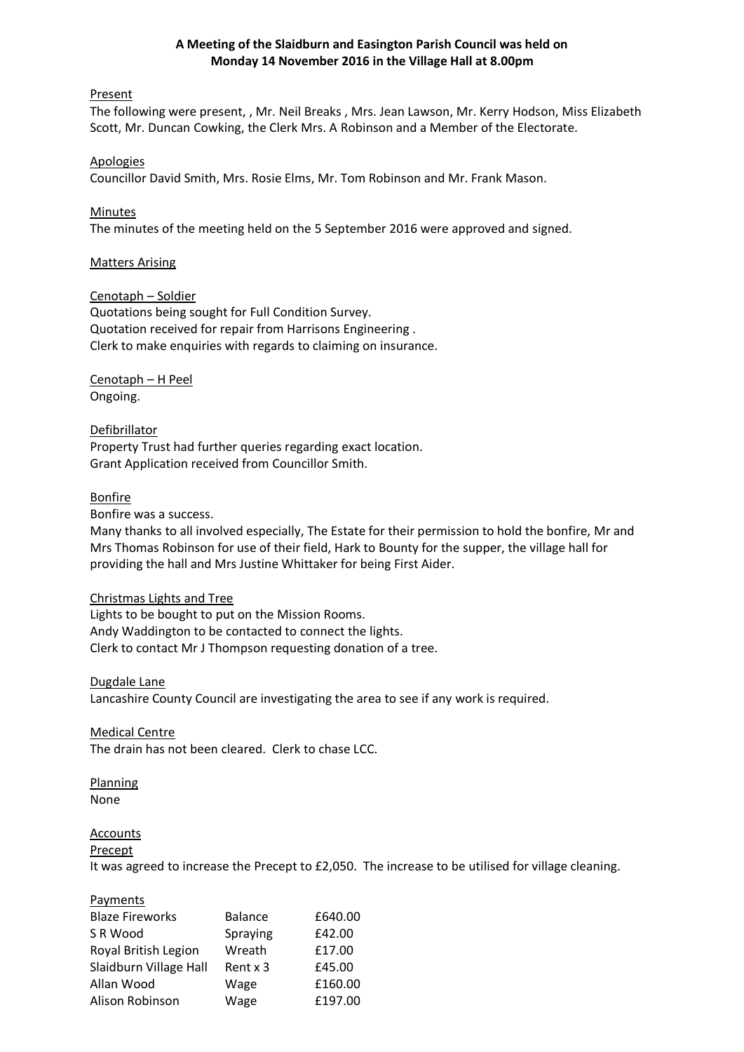**A Meeting of the Slaidburn and Easington Parish Council was held on Monday 14 November 2016 in the Village Hall at 8.00pm**

Present

The following were present, , Mr. Neil Breaks , Mrs. Jean Lawson, Mr. Kerry Hodson, Miss Elizabeth Scott, Mr. Duncan Cowking, the Clerk Mrs. A Robinson and a Member of the Electorate.

Apologies

Councillor David Smith, Mrs. Rosie Elms, Mr. Tom Robinson and Mr. Frank Mason.

Minutes

The minutes of the meeting held on the 5 September 2016 were approved and signed.

Matters Arising

Cenotaph – Soldier

Quotations being sought for Full Condition Survey.
Quotation received for repair from Harrisons Engineering .
Clerk to make enquiries with regards to claiming on insurance.

Cenotaph – H Peel

Ongoing.

Defibrillator

Property Trust had further queries regarding exact location.
Grant Application received from Councillor Smith.

Bonfire

Bonfire was a success.
Many thanks to all involved especially, The Estate for their permission to hold the bonfire, Mr and Mrs Thomas Robinson for use of their field, Hark to Bounty for the supper, the village hall for providing the hall and Mrs Justine Whittaker for being First Aider.

Christmas Lights and Tree

Lights to be bought to put on the Mission Rooms.
Andy Waddington to be contacted to connect the lights.
Clerk to contact Mr J Thompson requesting donation of a tree.

Dugdale Lane

Lancashire County Council are investigating the area to see if any work is required.

Medical Centre

The drain has not been cleared. Clerk to chase LCC.

Planning

None

Accounts

Precept

It was agreed to increase the Precept to £2,050. The increase to be utilised for village cleaning.

Payments

| | | |
|---|---|---|
| Blaze Fireworks | Balance | £640.00 |
| S R Wood | Spraying | £42.00 |
| Royal British Legion | Wreath | £17.00 |
| Slaidburn Village Hall | Rent x 3 | £45.00 |
| Allan Wood | Wage | £160.00 |
| Alison Robinson | Wage | £197.00 |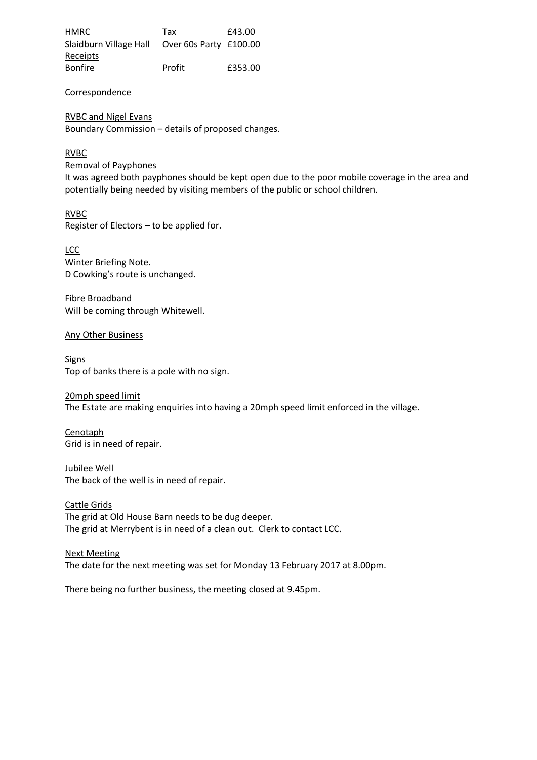| | | |
|---|---|---|
| HMRC | Tax | £43.00 |
| Slaidburn Village Hall | Over 60s Party | £100.00 |

Receipts

| | | |
|---|---|---|
| Bonfire | Profit | £353.00 |

Correspondence

RVBC and Nigel Evans
Boundary Commission – details of proposed changes.

RVBC
Removal of Payphones
It was agreed both payphones should be kept open due to the poor mobile coverage in the area and potentially being needed by visiting members of the public or school children.

RVBC
Register of Electors – to be applied for.

LCC
Winter Briefing Note.
D Cowking's route is unchanged.

Fibre Broadband
Will be coming through Whitewell.

Any Other Business

Signs
Top of banks there is a pole with no sign.

20mph speed limit
The Estate are making enquiries into having a 20mph speed limit enforced in the village.

Cenotaph
Grid is in need of repair.

Jubilee Well
The back of the well is in need of repair.

Cattle Grids
The grid at Old House Barn needs to be dug deeper.
The grid at Merrybent is in need of a clean out. Clerk to contact LCC.

Next Meeting
The date for the next meeting was set for Monday 13 February 2017 at 8.00pm.

There being no further business, the meeting closed at 9.45pm.